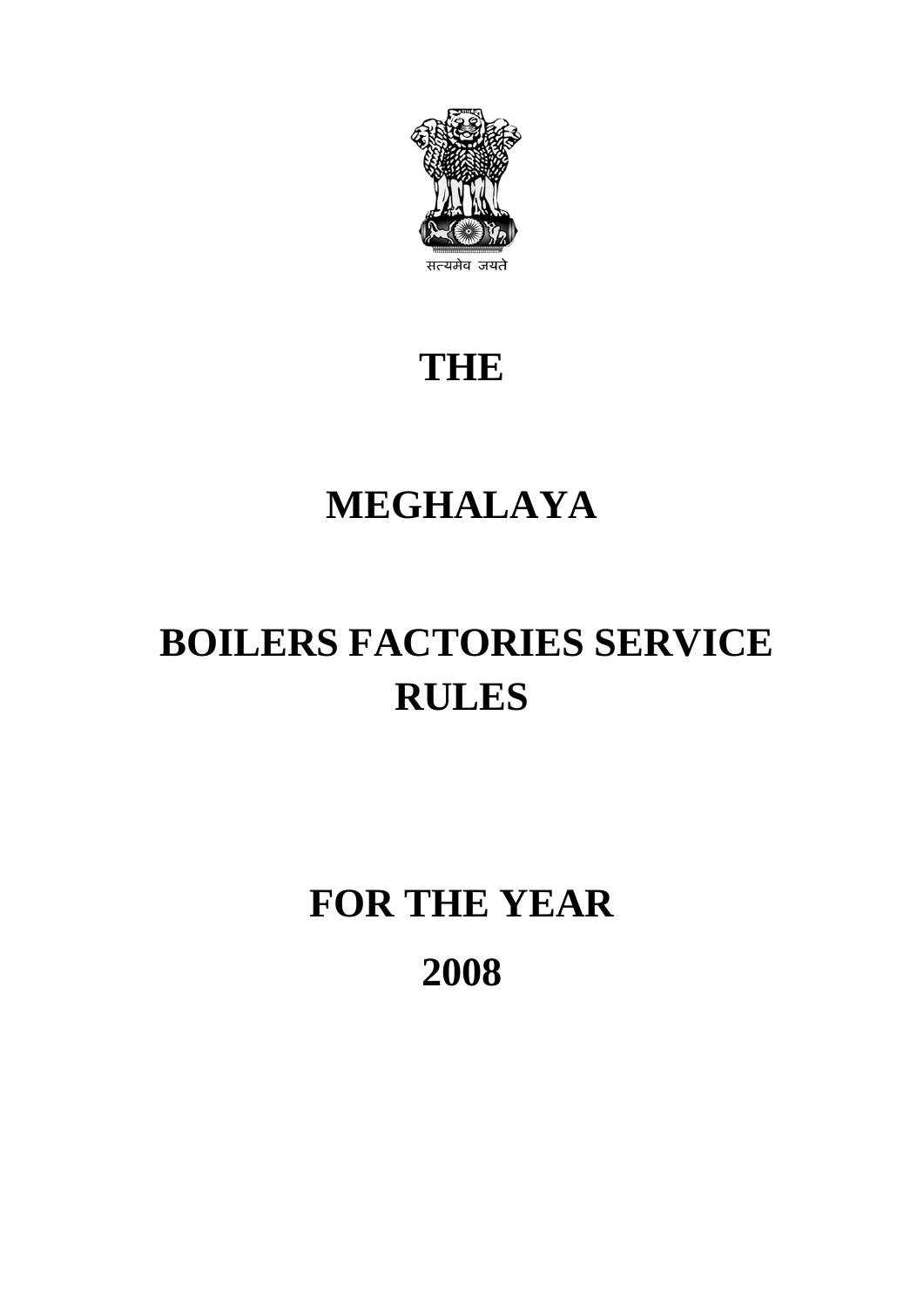सत्यमेव जयते

# THE

# MEGHALAYA

# BOILERS FACTORIES SERVICE RULES

# FOR THE YEAR

# 2008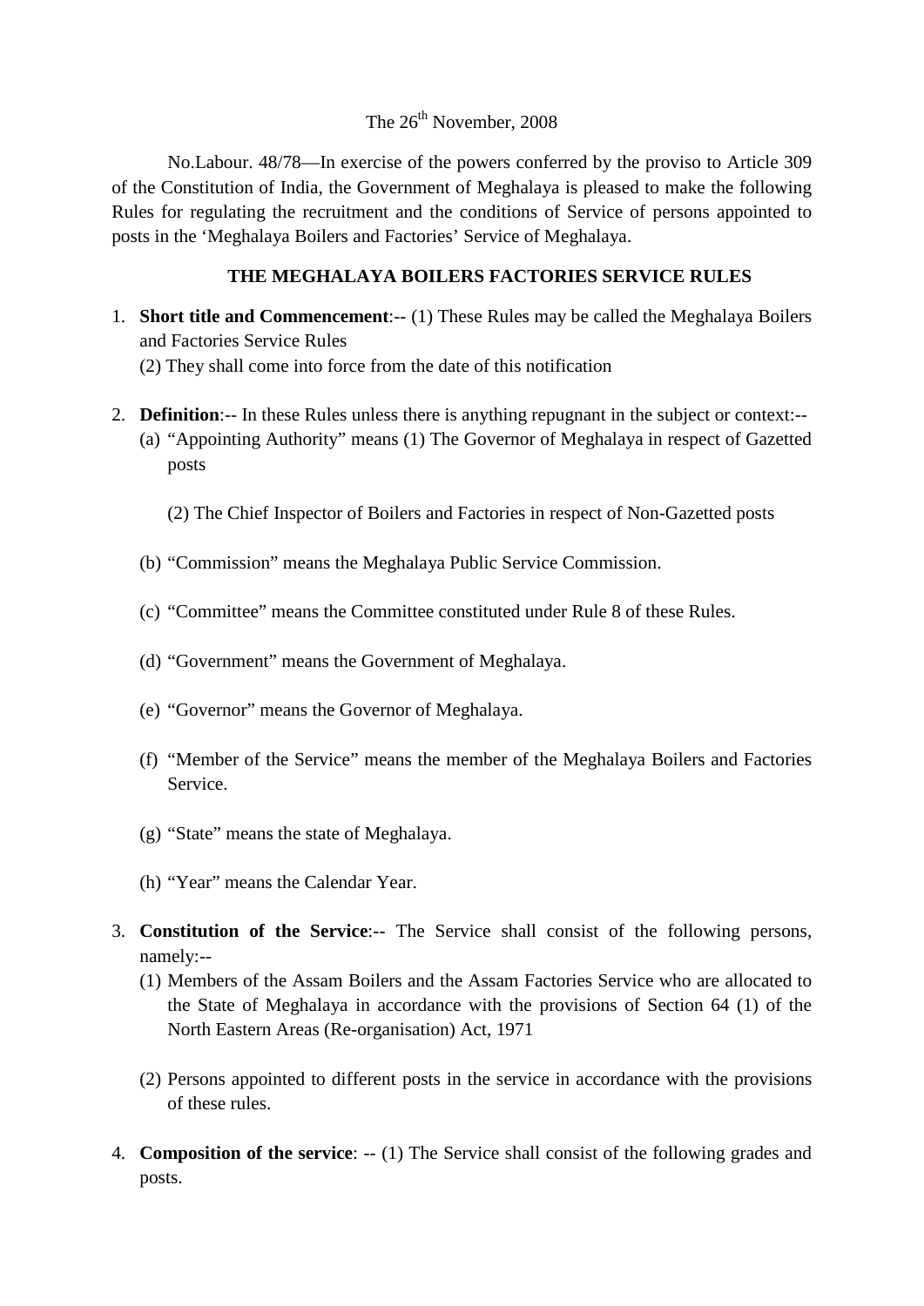The 26th November, 2008

No.Labour. 48/78—In exercise of the powers conferred by the proviso to Article 309 of the Constitution of India, the Government of Meghalaya is pleased to make the following Rules for regulating the recruitment and the conditions of Service of persons appointed to posts in the 'Meghalaya Boilers and Factories' Service of Meghalaya.

**THE MEGHALAYA BOILERS FACTORIES SERVICE RULES**

1. **Short title and Commencement**:-- (1) These Rules may be called the Meghalaya Boilers and Factories Service Rules

   (2) They shall come into force from the date of this notification

2. **Definition**:-- In these Rules unless there is anything repugnant in the subject or context:--
   (a) "Appointing Authority" means (1) The Governor of Meghalaya in respect of Gazetted posts

   (2) The Chief Inspector of Boilers and Factories in respect of Non-Gazetted posts

   (b) "Commission" means the Meghalaya Public Service Commission.

   (c) "Committee" means the Committee constituted under Rule 8 of these Rules.

   (d) "Government" means the Government of Meghalaya.

   (e) "Governor" means the Governor of Meghalaya.

   (f) "Member of the Service" means the member of the Meghalaya Boilers and Factories Service.

   (g) "State" means the state of Meghalaya.

   (h) "Year" means the Calendar Year.

3. **Constitution of the Service**:-- The Service shall consist of the following persons, namely:--
   (1) Members of the Assam Boilers and the Assam Factories Service who are allocated to the State of Meghalaya in accordance with the provisions of Section 64 (1) of the North Eastern Areas (Re-organisation) Act, 1971

   (2) Persons appointed to different posts in the service in accordance with the provisions of these rules.

4. **Composition of the service**: -- (1) The Service shall consist of the following grades and posts.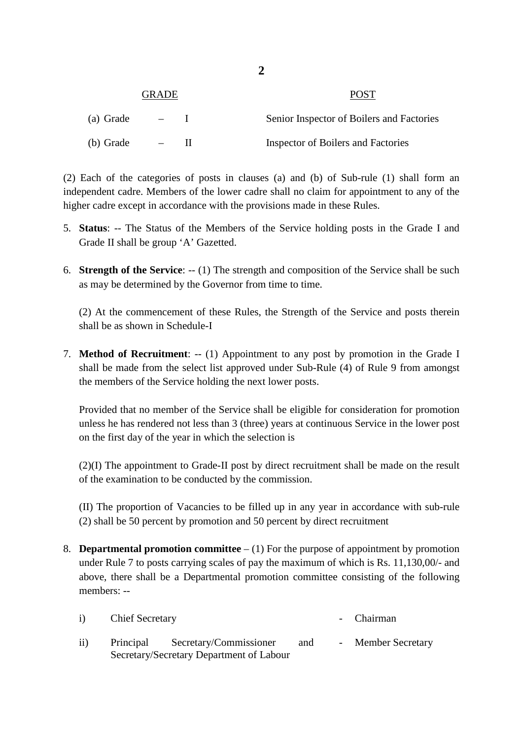| GRADE | POST |
|---|---|
| (a) Grade – I | Senior Inspector of Boilers and Factories |
| (b) Grade – II | Inspector of Boilers and Factories |

(2) Each of the categories of posts in clauses (a) and (b) of Sub-rule (1) shall form an independent cadre. Members of the lower cadre shall no claim for appointment to any of the higher cadre except in accordance with the provisions made in these Rules.

5. **Status**: -- The Status of the Members of the Service holding posts in the Grade I and Grade II shall be group 'A' Gazetted.

6. **Strength of the Service**: -- (1) The strength and composition of the Service shall be such as may be determined by the Governor from time to time.

   (2) At the commencement of these Rules, the Strength of the Service and posts therein shall be as shown in Schedule-I

7. **Method of Recruitment**: -- (1) Appointment to any post by promotion in the Grade I shall be made from the select list approved under Sub-Rule (4) of Rule 9 from amongst the members of the Service holding the next lower posts.

   Provided that no member of the Service shall be eligible for consideration for promotion unless he has rendered not less than 3 (three) years at continuous Service in the lower post on the first day of the year in which the selection is

   (2)(I) The appointment to Grade-II post by direct recruitment shall be made on the result of the examination to be conducted by the commission.

   (II) The proportion of Vacancies to be filled up in any year in accordance with sub-rule (2) shall be 50 percent by promotion and 50 percent by direct recruitment

8. **Departmental promotion committee** – (1) For the purpose of appointment by promotion under Rule 7 to posts carrying scales of pay the maximum of which is Rs. 11,130,00/- and above, there shall be a Departmental promotion committee consisting of the following members: --

| | | | |
|---|---|---|---|
| i) | Chief Secretary | - | Chairman |
| ii) | Principal Secretary/Commissioner and Secretary/Secretary Department of Labour | - | Member Secretary |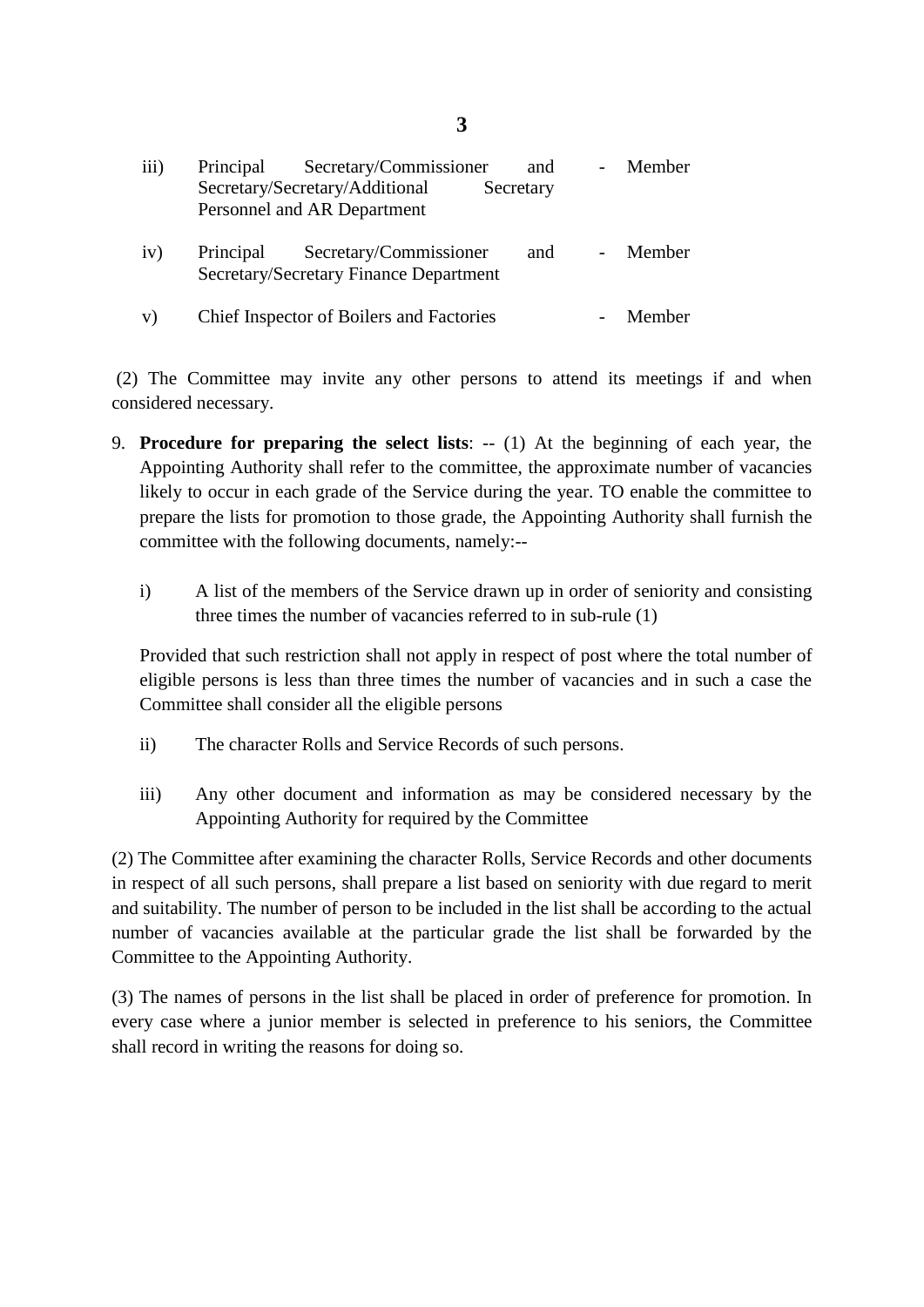iii) Principal Secretary/Commissioner and Secretary/Secretary/Additional Secretary Personnel and AR Department - Member

iv) Principal Secretary/Commissioner and Secretary/Secretary Finance Department - Member

v) Chief Inspector of Boilers and Factories - Member

(2) The Committee may invite any other persons to attend its meetings if and when considered necessary.

9. **Procedure for preparing the select lists**: -- (1) At the beginning of each year, the Appointing Authority shall refer to the committee, the approximate number of vacancies likely to occur in each grade of the Service during the year. TO enable the committee to prepare the lists for promotion to those grade, the Appointing Authority shall furnish the committee with the following documents, namely:--

   i) A list of the members of the Service drawn up in order of seniority and consisting three times the number of vacancies referred to in sub-rule (1)

   Provided that such restriction shall not apply in respect of post where the total number of eligible persons is less than three times the number of vacancies and in such a case the Committee shall consider all the eligible persons

   ii) The character Rolls and Service Records of such persons.

   iii) Any other document and information as may be considered necessary by the Appointing Authority for required by the Committee

(2) The Committee after examining the character Rolls, Service Records and other documents in respect of all such persons, shall prepare a list based on seniority with due regard to merit and suitability. The number of person to be included in the list shall be according to the actual number of vacancies available at the particular grade the list shall be forwarded by the Committee to the Appointing Authority.

(3) The names of persons in the list shall be placed in order of preference for promotion. In every case where a junior member is selected in preference to his seniors, the Committee shall record in writing the reasons for doing so.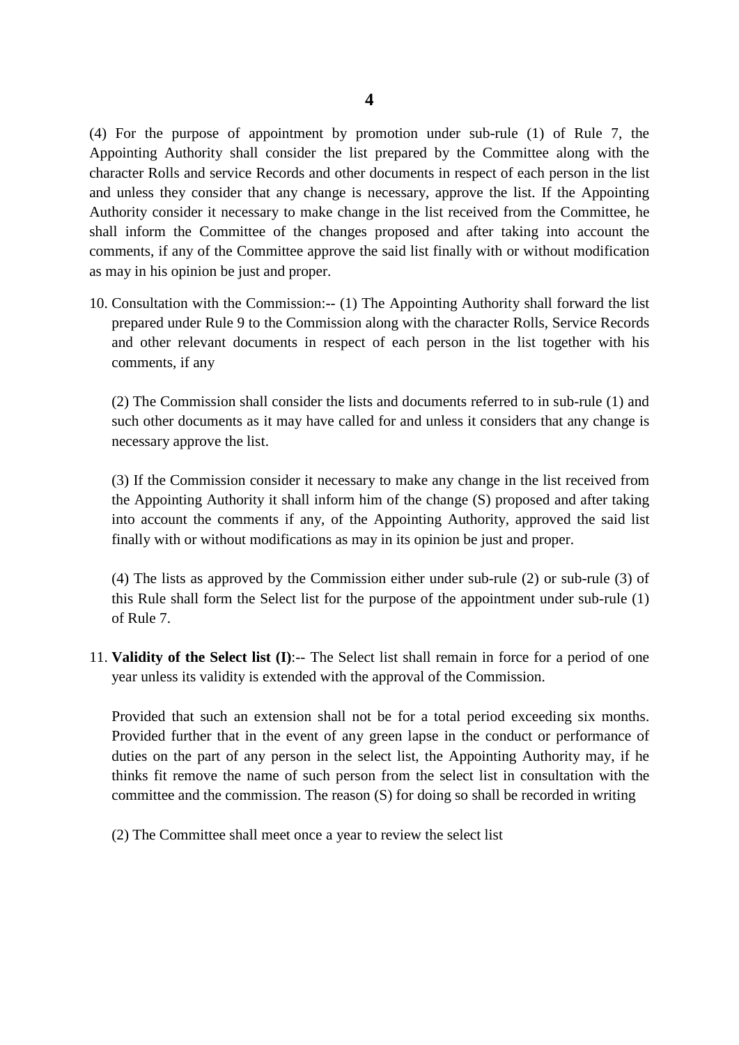(4) For the purpose of appointment by promotion under sub-rule (1) of Rule 7, the Appointing Authority shall consider the list prepared by the Committee along with the character Rolls and service Records and other documents in respect of each person in the list and unless they consider that any change is necessary, approve the list. If the Appointing Authority consider it necessary to make change in the list received from the Committee, he shall inform the Committee of the changes proposed and after taking into account the comments, if any of the Committee approve the said list finally with or without modification as may in his opinion be just and proper.

10. Consultation with the Commission:-- (1) The Appointing Authority shall forward the list prepared under Rule 9 to the Commission along with the character Rolls, Service Records and other relevant documents in respect of each person in the list together with his comments, if any

    (2) The Commission shall consider the lists and documents referred to in sub-rule (1) and such other documents as it may have called for and unless it considers that any change is necessary approve the list.

    (3) If the Commission consider it necessary to make any change in the list received from the Appointing Authority it shall inform him of the change (S) proposed and after taking into account the comments if any, of the Appointing Authority, approved the said list finally with or without modifications as may in its opinion be just and proper.

    (4) The lists as approved by the Commission either under sub-rule (2) or sub-rule (3) of this Rule shall form the Select list for the purpose of the appointment under sub-rule (1) of Rule 7.

11. **Validity of the Select list (I)**:-- The Select list shall remain in force for a period of one year unless its validity is extended with the approval of the Commission.

    Provided that such an extension shall not be for a total period exceeding six months. Provided further that in the event of any green lapse in the conduct or performance of duties on the part of any person in the select list, the Appointing Authority may, if he thinks fit remove the name of such person from the select list in consultation with the committee and the commission. The reason (S) for doing so shall be recorded in writing

    (2) The Committee shall meet once a year to review the select list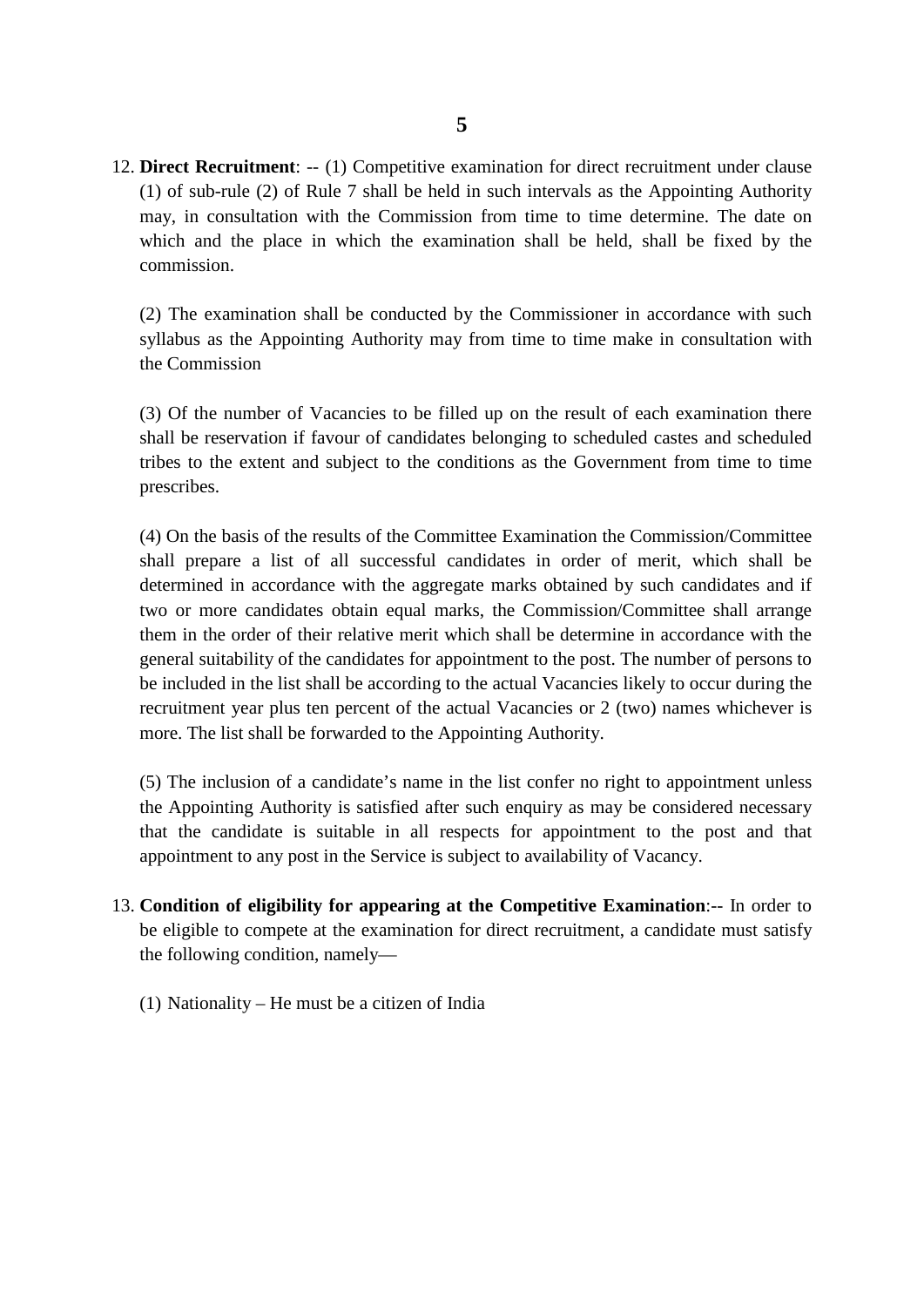12. **Direct Recruitment**: -- (1) Competitive examination for direct recruitment under clause (1) of sub-rule (2) of Rule 7 shall be held in such intervals as the Appointing Authority may, in consultation with the Commission from time to time determine. The date on which and the place in which the examination shall be held, shall be fixed by the commission.

   (2) The examination shall be conducted by the Commissioner in accordance with such syllabus as the Appointing Authority may from time to time make in consultation with the Commission

   (3) Of the number of Vacancies to be filled up on the result of each examination there shall be reservation if favour of candidates belonging to scheduled castes and scheduled tribes to the extent and subject to the conditions as the Government from time to time prescribes.

   (4) On the basis of the results of the Committee Examination the Commission/Committee shall prepare a list of all successful candidates in order of merit, which shall be determined in accordance with the aggregate marks obtained by such candidates and if two or more candidates obtain equal marks, the Commission/Committee shall arrange them in the order of their relative merit which shall be determine in accordance with the general suitability of the candidates for appointment to the post. The number of persons to be included in the list shall be according to the actual Vacancies likely to occur during the recruitment year plus ten percent of the actual Vacancies or 2 (two) names whichever is more. The list shall be forwarded to the Appointing Authority.

   (5) The inclusion of a candidate's name in the list confer no right to appointment unless the Appointing Authority is satisfied after such enquiry as may be considered necessary that the candidate is suitable in all respects for appointment to the post and that appointment to any post in the Service is subject to availability of Vacancy.

13. **Condition of eligibility for appearing at the Competitive Examination**:-- In order to be eligible to compete at the examination for direct recruitment, a candidate must satisfy the following condition, namely—

   (1) Nationality – He must be a citizen of India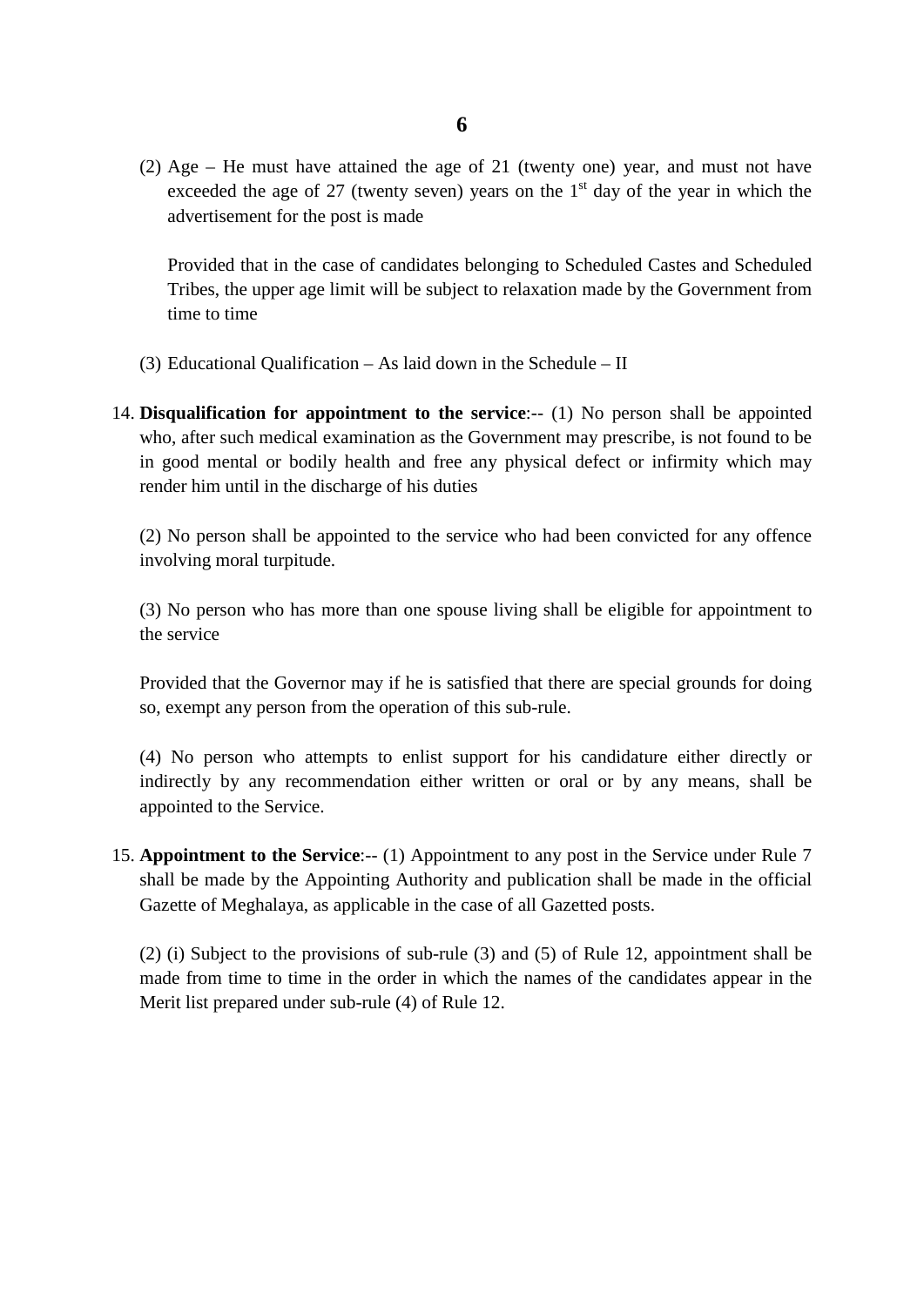(2) Age – He must have attained the age of 21 (twenty one) year, and must not have exceeded the age of 27 (twenty seven) years on the 1st day of the year in which the advertisement for the post is made

Provided that in the case of candidates belonging to Scheduled Castes and Scheduled Tribes, the upper age limit will be subject to relaxation made by the Government from time to time

(3) Educational Qualification – As laid down in the Schedule – II

14. **Disqualification for appointment to the service**:-- (1) No person shall be appointed who, after such medical examination as the Government may prescribe, is not found to be in good mental or bodily health and free any physical defect or infirmity which may render him until in the discharge of his duties

(2) No person shall be appointed to the service who had been convicted for any offence involving moral turpitude.

(3) No person who has more than one spouse living shall be eligible for appointment to the service

Provided that the Governor may if he is satisfied that there are special grounds for doing so, exempt any person from the operation of this sub-rule.

(4) No person who attempts to enlist support for his candidature either directly or indirectly by any recommendation either written or oral or by any means, shall be appointed to the Service.

15. **Appointment to the Service**:-- (1) Appointment to any post in the Service under Rule 7 shall be made by the Appointing Authority and publication shall be made in the official Gazette of Meghalaya, as applicable in the case of all Gazetted posts.

(2) (i) Subject to the provisions of sub-rule (3) and (5) of Rule 12, appointment shall be made from time to time in the order in which the names of the candidates appear in the Merit list prepared under sub-rule (4) of Rule 12.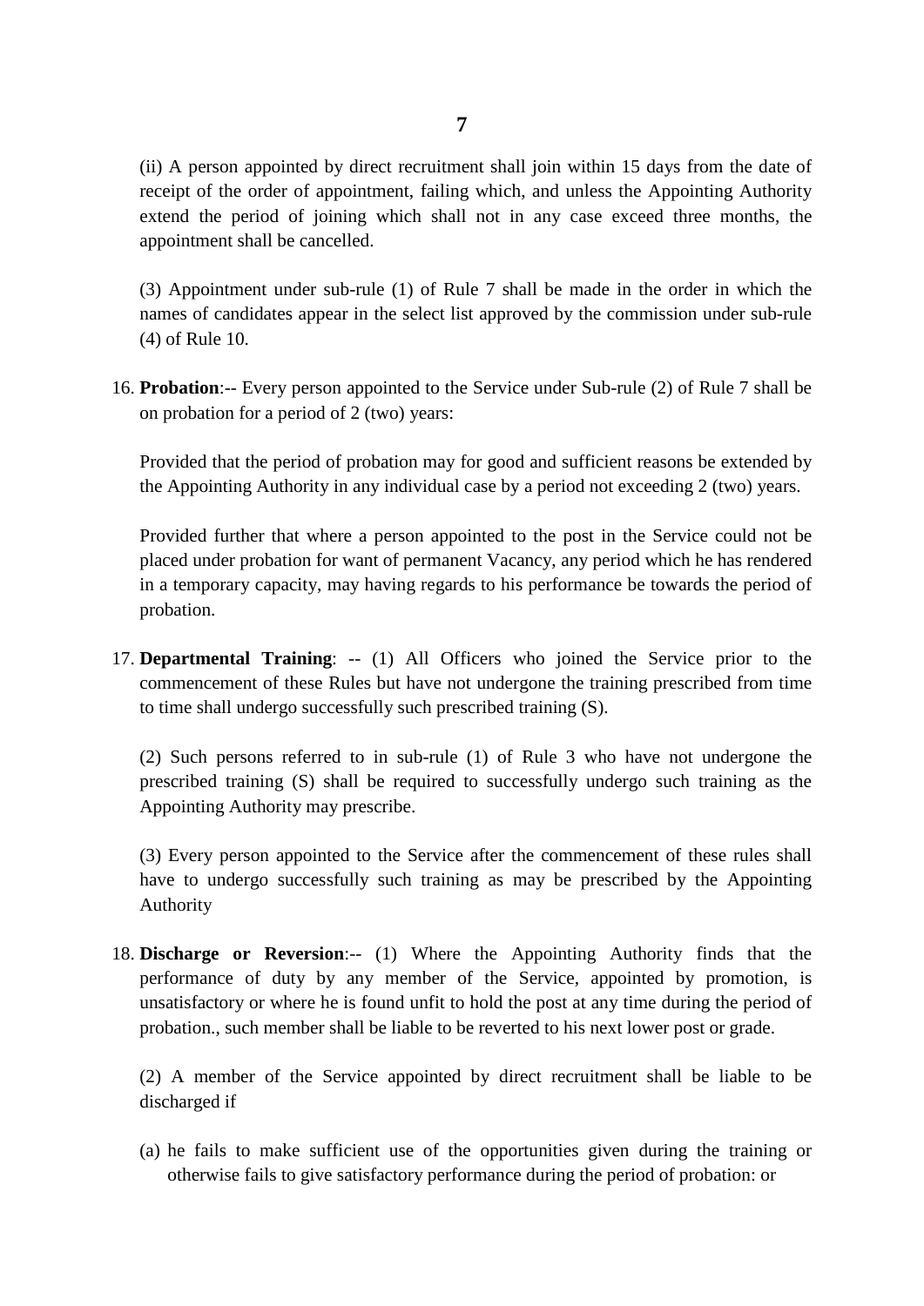(ii) A person appointed by direct recruitment shall join within 15 days from the date of receipt of the order of appointment, failing which, and unless the Appointing Authority extend the period of joining which shall not in any case exceed three months, the appointment shall be cancelled.

(3) Appointment under sub-rule (1) of Rule 7 shall be made in the order in which the names of candidates appear in the select list approved by the commission under sub-rule (4) of Rule 10.

16. **Probation**:-- Every person appointed to the Service under Sub-rule (2) of Rule 7 shall be on probation for a period of 2 (two) years:

Provided that the period of probation may for good and sufficient reasons be extended by the Appointing Authority in any individual case by a period not exceeding 2 (two) years.

Provided further that where a person appointed to the post in the Service could not be placed under probation for want of permanent Vacancy, any period which he has rendered in a temporary capacity, may having regards to his performance be towards the period of probation.

17. **Departmental Training**: -- (1) All Officers who joined the Service prior to the commencement of these Rules but have not undergone the training prescribed from time to time shall undergo successfully such prescribed training (S).

(2) Such persons referred to in sub-rule (1) of Rule 3 who have not undergone the prescribed training (S) shall be required to successfully undergo such training as the Appointing Authority may prescribe.

(3) Every person appointed to the Service after the commencement of these rules shall have to undergo successfully such training as may be prescribed by the Appointing Authority

18. **Discharge or Reversion**:-- (1) Where the Appointing Authority finds that the performance of duty by any member of the Service, appointed by promotion, is unsatisfactory or where he is found unfit to hold the post at any time during the period of probation., such member shall be liable to be reverted to his next lower post or grade.

(2) A member of the Service appointed by direct recruitment shall be liable to be discharged if

(a) he fails to make sufficient use of the opportunities given during the training or otherwise fails to give satisfactory performance during the period of probation: or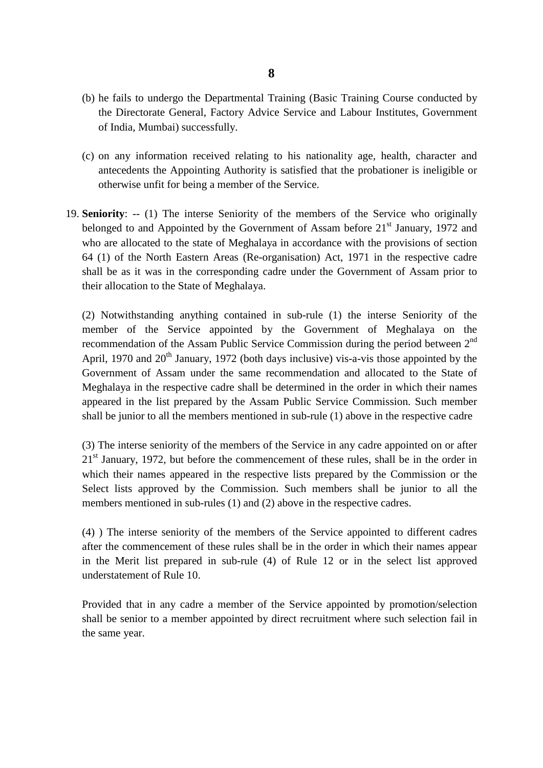(b) he fails to undergo the Departmental Training (Basic Training Course conducted by the Directorate General, Factory Advice Service and Labour Institutes, Government of India, Mumbai) successfully.

(c) on any information received relating to his nationality age, health, character and antecedents the Appointing Authority is satisfied that the probationer is ineligible or otherwise unfit for being a member of the Service.

19. **Seniority**: -- (1) The interse Seniority of the members of the Service who originally belonged to and Appointed by the Government of Assam before 21st January, 1972 and who are allocated to the state of Meghalaya in accordance with the provisions of section 64 (1) of the North Eastern Areas (Re-organisation) Act, 1971 in the respective cadre shall be as it was in the corresponding cadre under the Government of Assam prior to their allocation to the State of Meghalaya.

(2) Notwithstanding anything contained in sub-rule (1) the interse Seniority of the member of the Service appointed by the Government of Meghalaya on the recommendation of the Assam Public Service Commission during the period between 2nd April, 1970 and 20th January, 1972 (both days inclusive) vis-a-vis those appointed by the Government of Assam under the same recommendation and allocated to the State of Meghalaya in the respective cadre shall be determined in the order in which their names appeared in the list prepared by the Assam Public Service Commission. Such member shall be junior to all the members mentioned in sub-rule (1) above in the respective cadre

(3) The interse seniority of the members of the Service in any cadre appointed on or after 21st January, 1972, but before the commencement of these rules, shall be in the order in which their names appeared in the respective lists prepared by the Commission or the Select lists approved by the Commission. Such members shall be junior to all the members mentioned in sub-rules (1) and (2) above in the respective cadres.

(4) ) The interse seniority of the members of the Service appointed to different cadres after the commencement of these rules shall be in the order in which their names appear in the Merit list prepared in sub-rule (4) of Rule 12 or in the select list approved understatement of Rule 10.

Provided that in any cadre a member of the Service appointed by promotion/selection shall be senior to a member appointed by direct recruitment where such selection fail in the same year.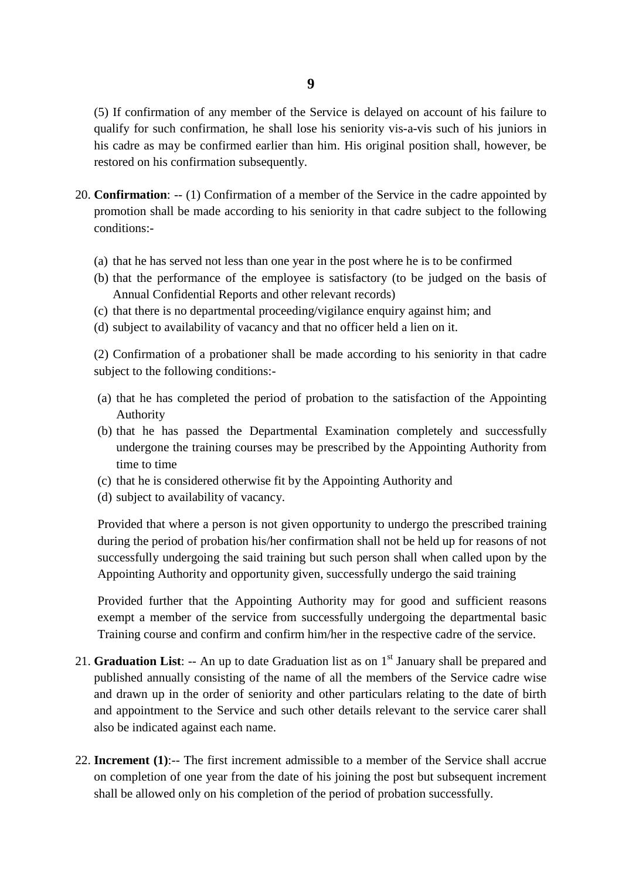(5) If confirmation of any member of the Service is delayed on account of his failure to qualify for such confirmation, he shall lose his seniority vis-a-vis such of his juniors in his cadre as may be confirmed earlier than him. His original position shall, however, be restored on his confirmation subsequently.

20. **Confirmation**: -- (1) Confirmation of a member of the Service in the cadre appointed by promotion shall be made according to his seniority in that cadre subject to the following conditions:-

    (a) that he has served not less than one year in the post where he is to be confirmed
    (b) that the performance of the employee is satisfactory (to be judged on the basis of Annual Confidential Reports and other relevant records)
    (c) that there is no departmental proceeding/vigilance enquiry against him; and
    (d) subject to availability of vacancy and that no officer held a lien on it.

    (2) Confirmation of a probationer shall be made according to his seniority in that cadre subject to the following conditions:-

    (a) that he has completed the period of probation to the satisfaction of the Appointing Authority
    (b) that he has passed the Departmental Examination completely and successfully undergone the training courses may be prescribed by the Appointing Authority from time to time
    (c) that he is considered otherwise fit by the Appointing Authority and
    (d) subject to availability of vacancy.

    Provided that where a person is not given opportunity to undergo the prescribed training during the period of probation his/her confirmation shall not be held up for reasons of not successfully undergoing the said training but such person shall when called upon by the Appointing Authority and opportunity given, successfully undergo the said training

    Provided further that the Appointing Authority may for good and sufficient reasons exempt a member of the service from successfully undergoing the departmental basic Training course and confirm and confirm him/her in the respective cadre of the service.

21. **Graduation List**: -- An up to date Graduation list as on 1st January shall be prepared and published annually consisting of the name of all the members of the Service cadre wise and drawn up in the order of seniority and other particulars relating to the date of birth and appointment to the Service and such other details relevant to the service carer shall also be indicated against each name.

22. **Increment (1)**:-- The first increment admissible to a member of the Service shall accrue on completion of one year from the date of his joining the post but subsequent increment shall be allowed only on his completion of the period of probation successfully.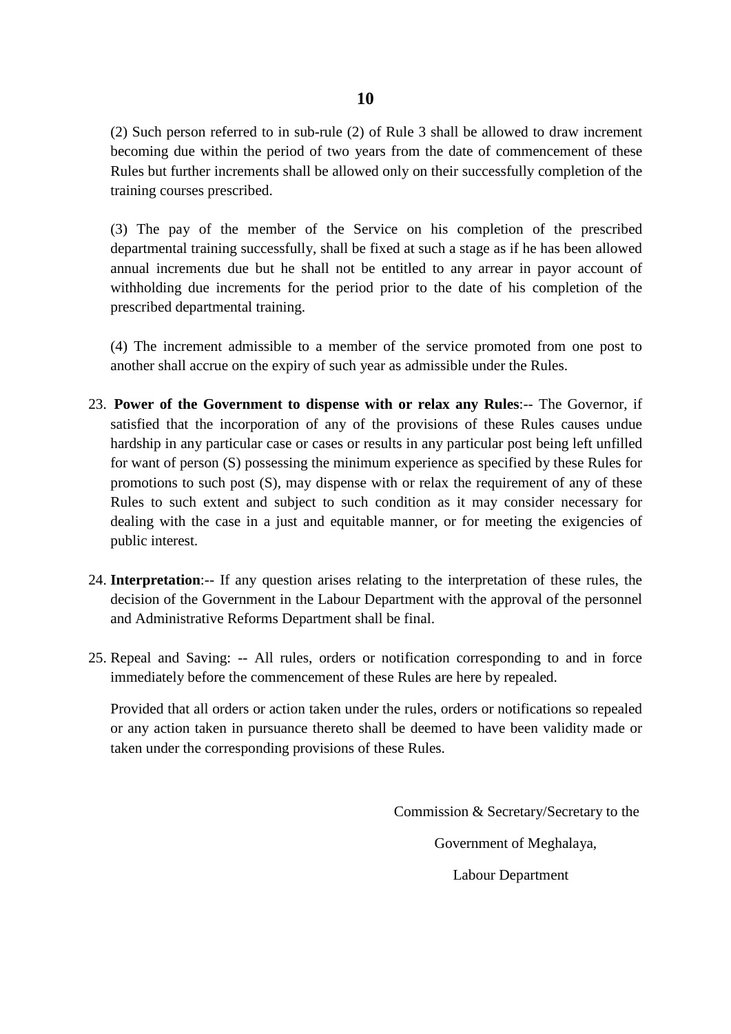(2) Such person referred to in sub-rule (2) of Rule 3 shall be allowed to draw increment becoming due within the period of two years from the date of commencement of these Rules but further increments shall be allowed only on their successfully completion of the training courses prescribed.

(3) The pay of the member of the Service on his completion of the prescribed departmental training successfully, shall be fixed at such a stage as if he has been allowed annual increments due but he shall not be entitled to any arrear in payor account of withholding due increments for the period prior to the date of his completion of the prescribed departmental training.

(4) The increment admissible to a member of the service promoted from one post to another shall accrue on the expiry of such year as admissible under the Rules.

23. **Power of the Government to dispense with or relax any Rules**:-- The Governor, if satisfied that the incorporation of any of the provisions of these Rules causes undue hardship in any particular case or cases or results in any particular post being left unfilled for want of person (S) possessing the minimum experience as specified by these Rules for promotions to such post (S), may dispense with or relax the requirement of any of these Rules to such extent and subject to such condition as it may consider necessary for dealing with the case in a just and equitable manner, or for meeting the exigencies of public interest.

24. **Interpretation**:-- If any question arises relating to the interpretation of these rules, the decision of the Government in the Labour Department with the approval of the personnel and Administrative Reforms Department shall be final.

25. Repeal and Saving: -- All rules, orders or notification corresponding to and in force immediately before the commencement of these Rules are here by repealed.

    Provided that all orders or action taken under the rules, orders or notifications so repealed or any action taken in pursuance thereto shall be deemed to have been validity made or taken under the corresponding provisions of these Rules.

Commission & Secretary/Secretary to the

Government of Meghalaya,

Labour Department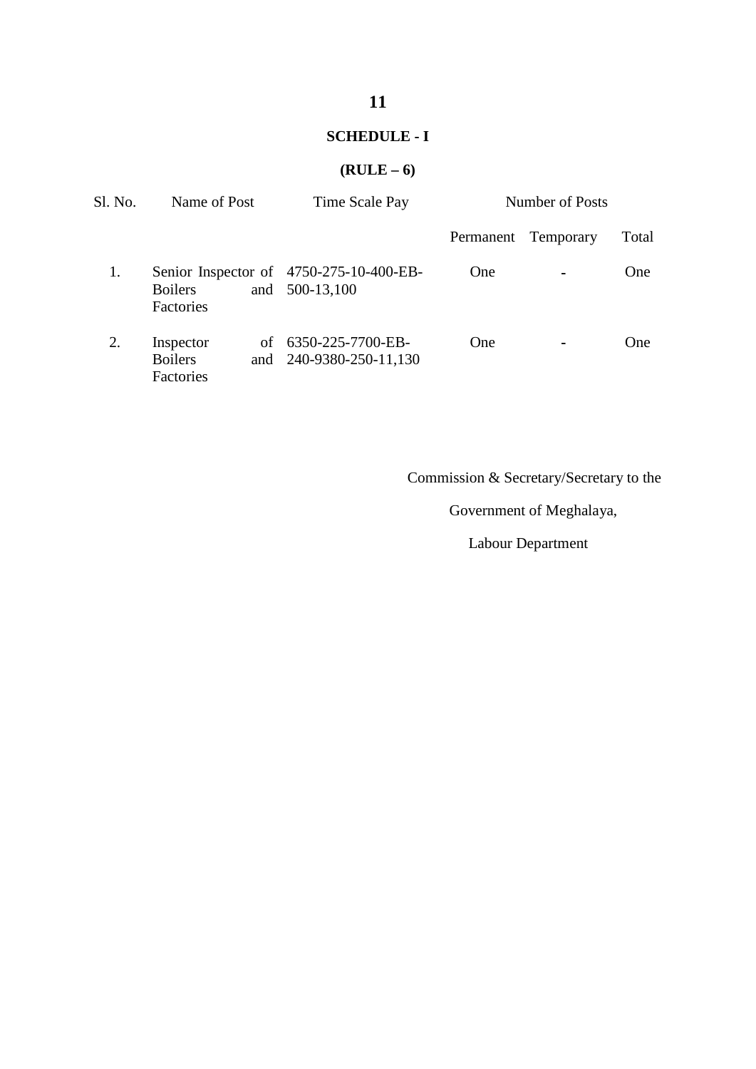## SCHEDULE - I

### (RULE – 6)

| Sl. No. | Name of Post | Time Scale Pay | Number of Posts | | |
|---|---|---|---|---|---|
| | | | Permanent | Temporary | Total |
| 1. | Senior Inspector of Boilers and Factories | 4750-275-10-400-EB-500-13,100 | One | - | One |
| 2. | Inspector of Boilers and Factories | 6350-225-7700-EB-240-9380-250-11,130 | One | - | One |

Commission & Secretary/Secretary to the

Government of Meghalaya,

Labour Department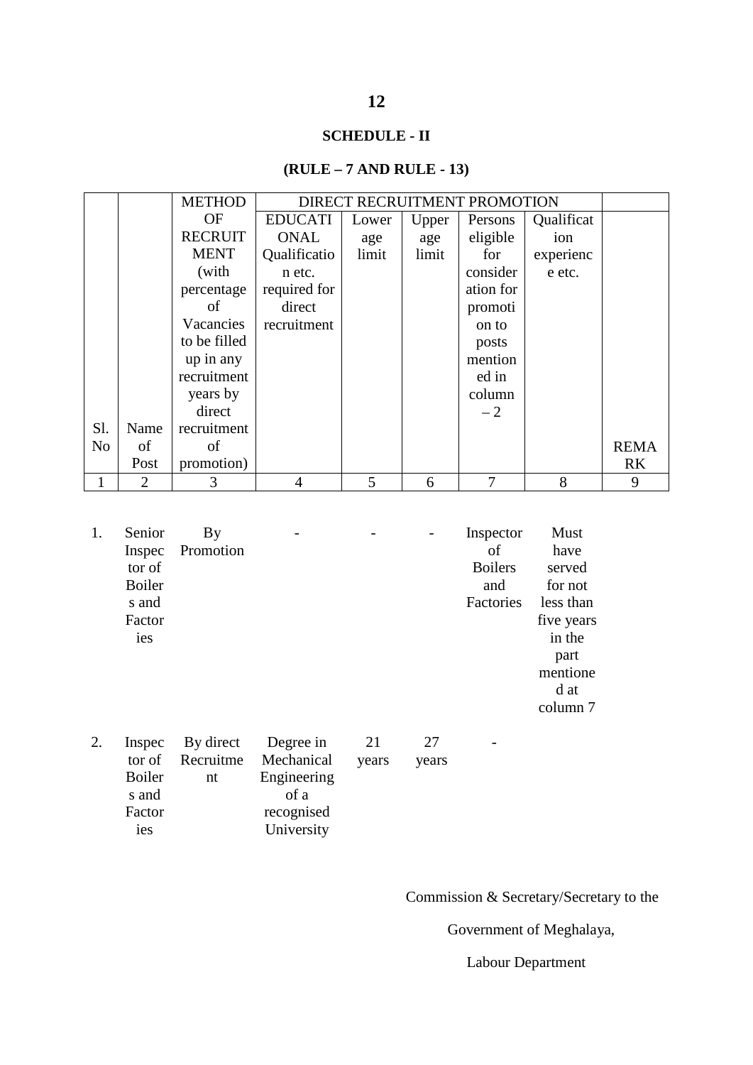## SCHEDULE - II

## (RULE – 7 AND RULE - 13)

| Sl. No | Name of Post | METHOD OF RECRUITMENT (with percentage of Vacancies to be filled up in any recruitment years by direct recruitment of promotion) | DIRECT RECRUITMENT PROMOTION | | | | | REMARK |
|---|---|---|---|---|---|---|---|---|
| | | | EDUCATIONAL Qualification etc. required for direct recruitment | Lower age limit | Upper age limit | Persons eligible for consideration for promotion to posts mentioned in column – 2 | Qualification experience etc. | |
| 1 | 2 | 3 | 4 | 5 | 6 | 7 | 8 | 9 |
| 1. | Senior Inspector of Boilers and Factories | By Promotion | - | - | - | Inspector of Boilers and Factories | Must have served for not less than five years in the part mentioned at column 7 | |
| 2. | Inspector of Boilers and Factories | By direct Recruitment | Degree in Mechanical Engineering of a recognised University | 21 years | 27 years | - | | |

Commission & Secretary/Secretary to the

Government of Meghalaya,

Labour Department